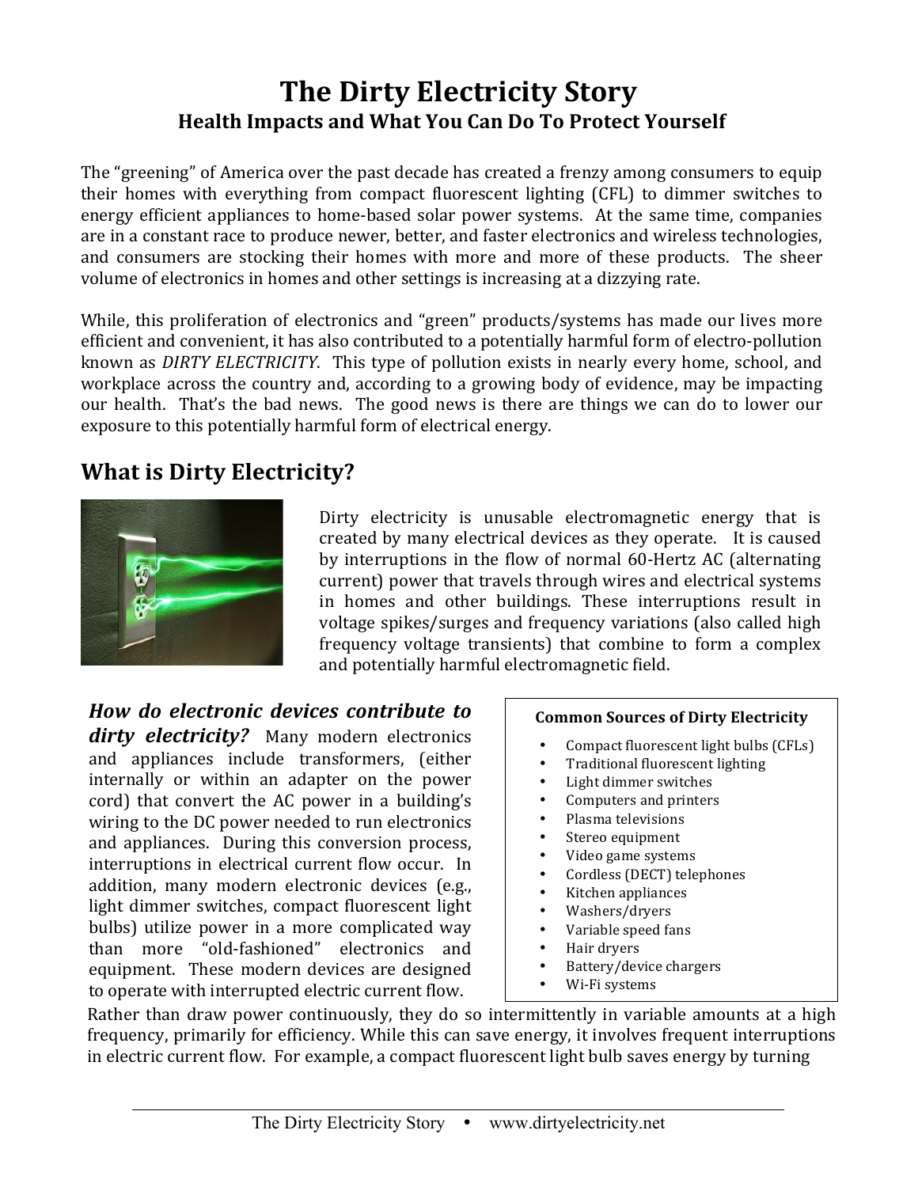# The Dirty Electricity Story

## Health Impacts and What You Can Do To Protect Yourself

The "greening" of America over the past decade has created a frenzy among consumers to equip their homes with everything from compact fluorescent lighting (CFL) to dimmer switches to energy efficient appliances to home-based solar power systems. At the same time, companies are in a constant race to produce newer, better, and faster electronics and wireless technologies, and consumers are stocking their homes with more and more of these products. The sheer volume of electronics in homes and other settings is increasing at a dizzying rate.

While, this proliferation of electronics and "green" products/systems has made our lives more efficient and convenient, it has also contributed to a potentially harmful form of electro-pollution known as *DIRTY ELECTRICITY*. This type of pollution exists in nearly every home, school, and workplace across the country and, according to a growing body of evidence, may be impacting our health. That's the bad news. The good news is there are things we can do to lower our exposure to this potentially harmful form of electrical energy.

## What is Dirty Electricity?

Dirty electricity is unusable electromagnetic energy that is created by many electrical devices as they operate. It is caused by interruptions in the flow of normal 60-Hertz AC (alternating current) power that travels through wires and electrical systems in homes and other buildings. These interruptions result in voltage spikes/surges and frequency variations (also called high frequency voltage transients) that combine to form a complex and potentially harmful electromagnetic field.

***How do electronic devices contribute to dirty electricity?*** Many modern electronics and appliances include transformers, (either internally or within an adapter on the power cord) that convert the AC power in a building's wiring to the DC power needed to run electronics and appliances. During this conversion process, interruptions in electrical current flow occur. In addition, many modern electronic devices (e.g., light dimmer switches, compact fluorescent light bulbs) utilize power in a more complicated way than more "old-fashioned" electronics and equipment. These modern devices are designed to operate with interrupted electric current flow. Rather than draw power continuously, they do so intermittently in variable amounts at a high frequency, primarily for efficiency. While this can save energy, it involves frequent interruptions in electric current flow. For example, a compact fluorescent light bulb saves energy by turning

**Common Sources of Dirty Electricity**

- Compact fluorescent light bulbs (CFLs)
- Traditional fluorescent lighting
- Light dimmer switches
- Computers and printers
- Plasma televisions
- Stereo equipment
- Video game systems
- Cordless (DECT) telephones
- Kitchen appliances
- Washers/dryers
- Variable speed fans
- Hair dryers
- Battery/device chargers
- Wi-Fi systems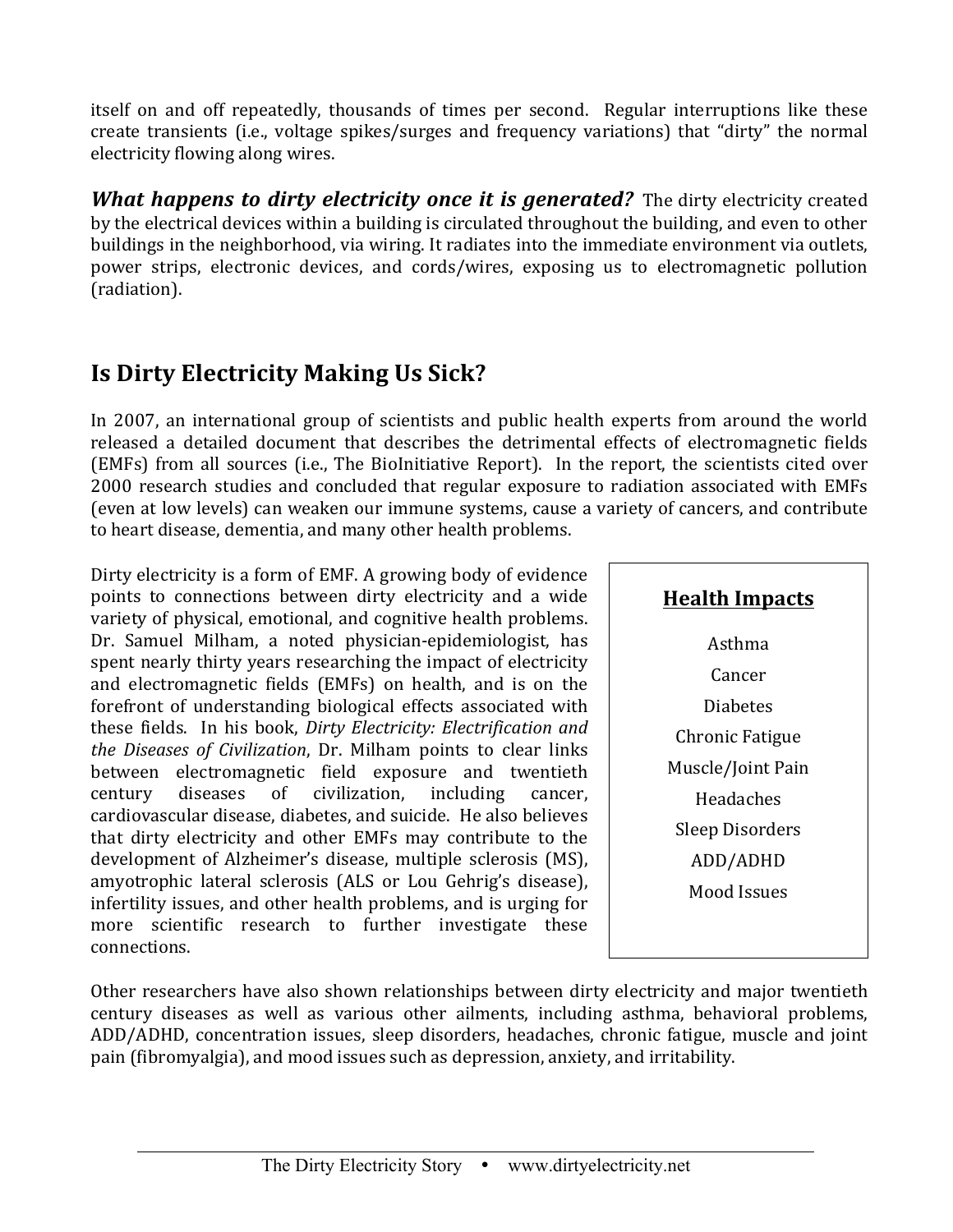itself on and off repeatedly, thousands of times per second. Regular interruptions like these create transients (i.e., voltage spikes/surges and frequency variations) that "dirty" the normal electricity flowing along wires.

***What happens to dirty electricity once it is generated?*** The dirty electricity created by the electrical devices within a building is circulated throughout the building, and even to other buildings in the neighborhood, via wiring. It radiates into the immediate environment via outlets, power strips, electronic devices, and cords/wires, exposing us to electromagnetic pollution (radiation).

## Is Dirty Electricity Making Us Sick?

In 2007, an international group of scientists and public health experts from around the world released a detailed document that describes the detrimental effects of electromagnetic fields (EMFs) from all sources (i.e., The BioInitiative Report). In the report, the scientists cited over 2000 research studies and concluded that regular exposure to radiation associated with EMFs (even at low levels) can weaken our immune systems, cause a variety of cancers, and contribute to heart disease, dementia, and many other health problems.

Dirty electricity is a form of EMF. A growing body of evidence points to connections between dirty electricity and a wide variety of physical, emotional, and cognitive health problems. Dr. Samuel Milham, a noted physician-epidemiologist, has spent nearly thirty years researching the impact of electricity and electromagnetic fields (EMFs) on health, and is on the forefront of understanding biological effects associated with these fields. In his book, *Dirty Electricity: Electrification and the Diseases of Civilization*, Dr. Milham points to clear links between electromagnetic field exposure and twentieth century diseases of civilization, including cancer, cardiovascular disease, diabetes, and suicide. He also believes that dirty electricity and other EMFs may contribute to the development of Alzheimer's disease, multiple sclerosis (MS), amyotrophic lateral sclerosis (ALS or Lou Gehrig's disease), infertility issues, and other health problems, and is urging for more scientific research to further investigate these connections.

**<u>Health Impacts</u>**

- Asthma
- Cancer
- Diabetes
- Chronic Fatigue
- Muscle/Joint Pain
- Headaches
- Sleep Disorders
- ADD/ADHD
- Mood Issues

Other researchers have also shown relationships between dirty electricity and major twentieth century diseases as well as various other ailments, including asthma, behavioral problems, ADD/ADHD, concentration issues, sleep disorders, headaches, chronic fatigue, muscle and joint pain (fibromyalgia), and mood issues such as depression, anxiety, and irritability.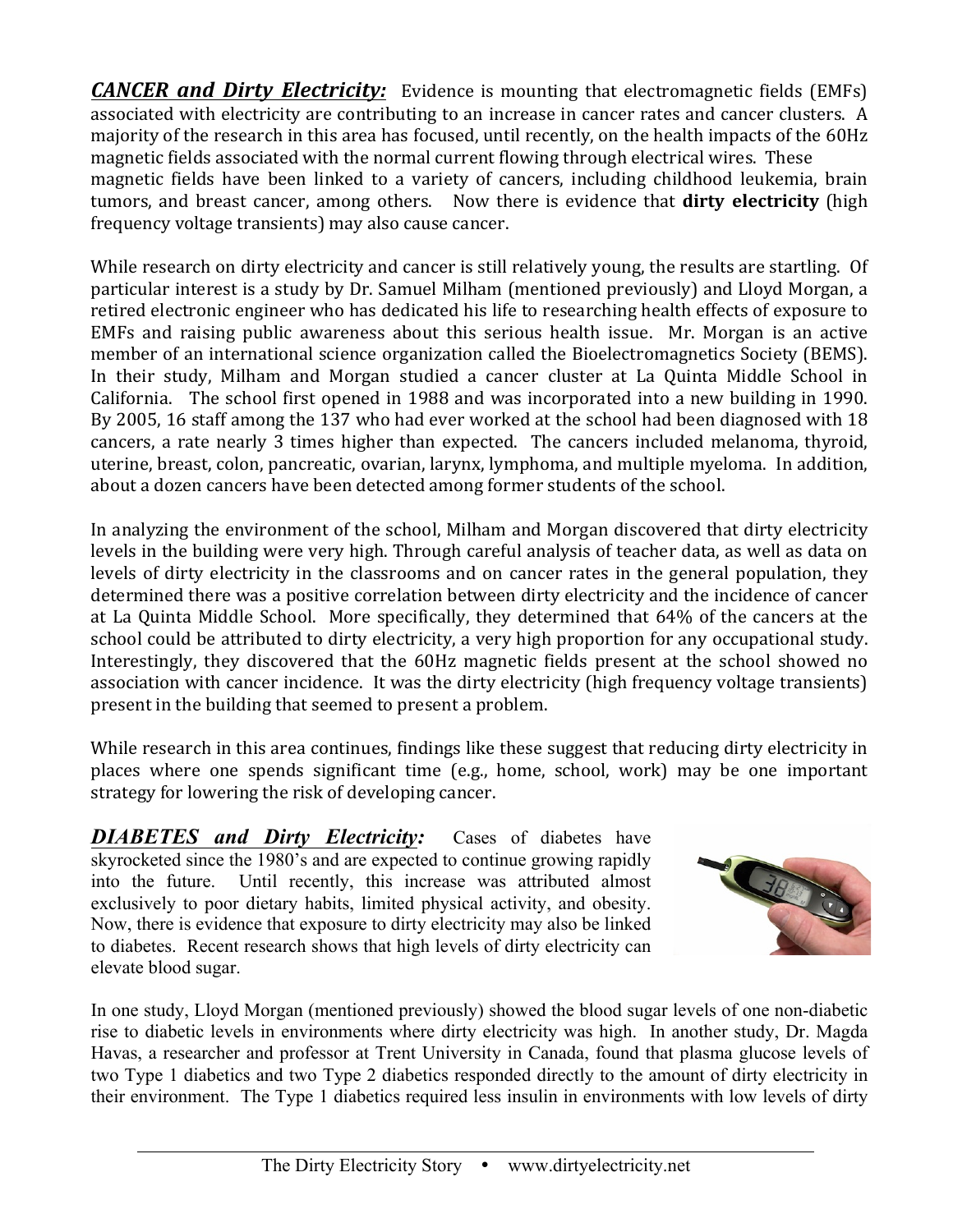***CANCER and Dirty Electricity:*** Evidence is mounting that electromagnetic fields (EMFs) associated with electricity are contributing to an increase in cancer rates and cancer clusters. A majority of the research in this area has focused, until recently, on the health impacts of the 60Hz magnetic fields associated with the normal current flowing through electrical wires. These magnetic fields have been linked to a variety of cancers, including childhood leukemia, brain tumors, and breast cancer, among others. Now there is evidence that **dirty electricity** (high frequency voltage transients) may also cause cancer.

While research on dirty electricity and cancer is still relatively young, the results are startling. Of particular interest is a study by Dr. Samuel Milham (mentioned previously) and Lloyd Morgan, a retired electronic engineer who has dedicated his life to researching health effects of exposure to EMFs and raising public awareness about this serious health issue. Mr. Morgan is an active member of an international science organization called the Bioelectromagnetics Society (BEMS). In their study, Milham and Morgan studied a cancer cluster at La Quinta Middle School in California. The school first opened in 1988 and was incorporated into a new building in 1990. By 2005, 16 staff among the 137 who had ever worked at the school had been diagnosed with 18 cancers, a rate nearly 3 times higher than expected. The cancers included melanoma, thyroid, uterine, breast, colon, pancreatic, ovarian, larynx, lymphoma, and multiple myeloma. In addition, about a dozen cancers have been detected among former students of the school.

In analyzing the environment of the school, Milham and Morgan discovered that dirty electricity levels in the building were very high. Through careful analysis of teacher data, as well as data on levels of dirty electricity in the classrooms and on cancer rates in the general population, they determined there was a positive correlation between dirty electricity and the incidence of cancer at La Quinta Middle School. More specifically, they determined that 64% of the cancers at the school could be attributed to dirty electricity, a very high proportion for any occupational study. Interestingly, they discovered that the 60Hz magnetic fields present at the school showed no association with cancer incidence. It was the dirty electricity (high frequency voltage transients) present in the building that seemed to present a problem.

While research in this area continues, findings like these suggest that reducing dirty electricity in places where one spends significant time (e.g., home, school, work) may be one important strategy for lowering the risk of developing cancer.

***DIABETES and Dirty Electricity:*** Cases of diabetes have skyrocketed since the 1980's and are expected to continue growing rapidly into the future. Until recently, this increase was attributed almost exclusively to poor dietary habits, limited physical activity, and obesity. Now, there is evidence that exposure to dirty electricity may also be linked to diabetes. Recent research shows that high levels of dirty electricity can elevate blood sugar.

In one study, Lloyd Morgan (mentioned previously) showed the blood sugar levels of one non-diabetic rise to diabetic levels in environments where dirty electricity was high. In another study, Dr. Magda Havas, a researcher and professor at Trent University in Canada, found that plasma glucose levels of two Type 1 diabetics and two Type 2 diabetics responded directly to the amount of dirty electricity in their environment. The Type 1 diabetics required less insulin in environments with low levels of dirty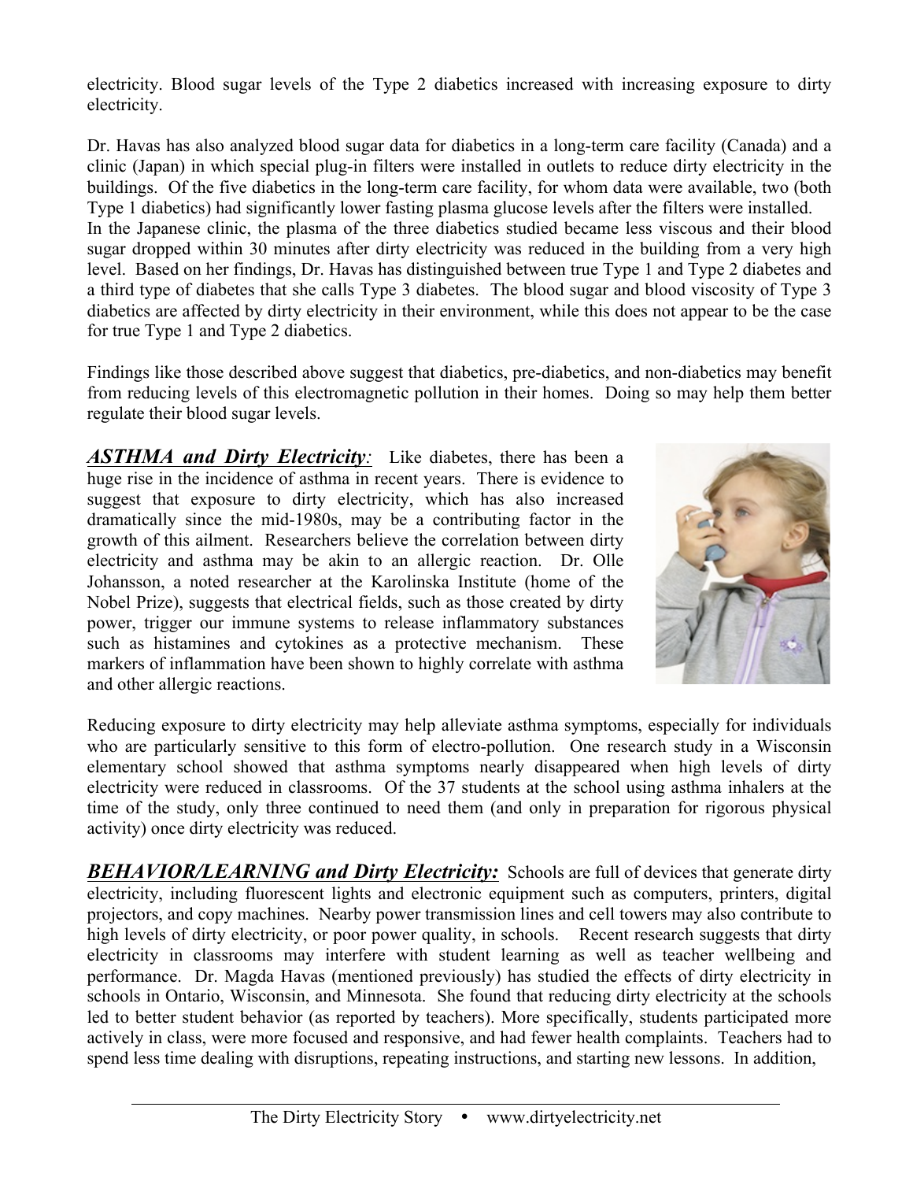electricity. Blood sugar levels of the Type 2 diabetics increased with increasing exposure to dirty electricity.

Dr. Havas has also analyzed blood sugar data for diabetics in a long-term care facility (Canada) and a clinic (Japan) in which special plug-in filters were installed in outlets to reduce dirty electricity in the buildings. Of the five diabetics in the long-term care facility, for whom data were available, two (both Type 1 diabetics) had significantly lower fasting plasma glucose levels after the filters were installed. In the Japanese clinic, the plasma of the three diabetics studied became less viscous and their blood sugar dropped within 30 minutes after dirty electricity was reduced in the building from a very high level. Based on her findings, Dr. Havas has distinguished between true Type 1 and Type 2 diabetes and a third type of diabetes that she calls Type 3 diabetes. The blood sugar and blood viscosity of Type 3 diabetics are affected by dirty electricity in their environment, while this does not appear to be the case for true Type 1 and Type 2 diabetics.

Findings like those described above suggest that diabetics, pre-diabetics, and non-diabetics may benefit from reducing levels of this electromagnetic pollution in their homes. Doing so may help them better regulate their blood sugar levels.

***ASTHMA and Dirty Electricity:*** Like diabetes, there has been a huge rise in the incidence of asthma in recent years. There is evidence to suggest that exposure to dirty electricity, which has also increased dramatically since the mid-1980s, may be a contributing factor in the growth of this ailment. Researchers believe the correlation between dirty electricity and asthma may be akin to an allergic reaction. Dr. Olle Johansson, a noted researcher at the Karolinska Institute (home of the Nobel Prize), suggests that electrical fields, such as those created by dirty power, trigger our immune systems to release inflammatory substances such as histamines and cytokines as a protective mechanism. These markers of inflammation have been shown to highly correlate with asthma and other allergic reactions.

Reducing exposure to dirty electricity may help alleviate asthma symptoms, especially for individuals who are particularly sensitive to this form of electro-pollution. One research study in a Wisconsin elementary school showed that asthma symptoms nearly disappeared when high levels of dirty electricity were reduced in classrooms. Of the 37 students at the school using asthma inhalers at the time of the study, only three continued to need them (and only in preparation for rigorous physical activity) once dirty electricity was reduced.

***BEHAVIOR/LEARNING and Dirty Electricity:*** Schools are full of devices that generate dirty electricity, including fluorescent lights and electronic equipment such as computers, printers, digital projectors, and copy machines. Nearby power transmission lines and cell towers may also contribute to high levels of dirty electricity, or poor power quality, in schools. Recent research suggests that dirty electricity in classrooms may interfere with student learning as well as teacher wellbeing and performance. Dr. Magda Havas (mentioned previously) has studied the effects of dirty electricity in schools in Ontario, Wisconsin, and Minnesota. She found that reducing dirty electricity at the schools led to better student behavior (as reported by teachers). More specifically, students participated more actively in class, were more focused and responsive, and had fewer health complaints. Teachers had to spend less time dealing with disruptions, repeating instructions, and starting new lessons. In addition,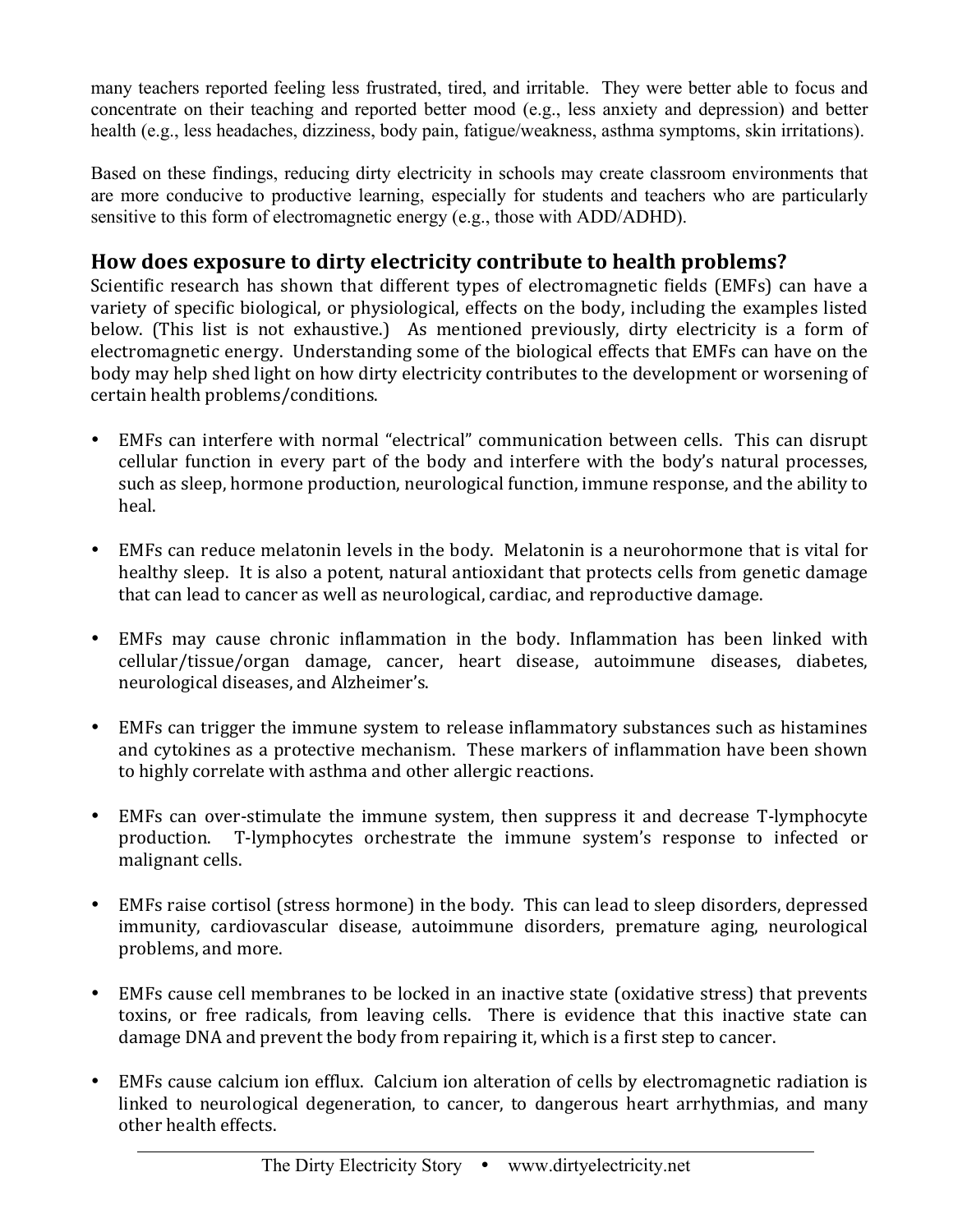many teachers reported feeling less frustrated, tired, and irritable. They were better able to focus and concentrate on their teaching and reported better mood (e.g., less anxiety and depression) and better health (e.g., less headaches, dizziness, body pain, fatigue/weakness, asthma symptoms, skin irritations).

Based on these findings, reducing dirty electricity in schools may create classroom environments that are more conducive to productive learning, especially for students and teachers who are particularly sensitive to this form of electromagnetic energy (e.g., those with ADD/ADHD).

## How does exposure to dirty electricity contribute to health problems?

Scientific research has shown that different types of electromagnetic fields (EMFs) can have a variety of specific biological, or physiological, effects on the body, including the examples listed below. (This list is not exhaustive.) As mentioned previously, dirty electricity is a form of electromagnetic energy. Understanding some of the biological effects that EMFs can have on the body may help shed light on how dirty electricity contributes to the development or worsening of certain health problems/conditions.

- EMFs can interfere with normal "electrical" communication between cells. This can disrupt cellular function in every part of the body and interfere with the body's natural processes, such as sleep, hormone production, neurological function, immune response, and the ability to heal.
- EMFs can reduce melatonin levels in the body. Melatonin is a neurohormone that is vital for healthy sleep. It is also a potent, natural antioxidant that protects cells from genetic damage that can lead to cancer as well as neurological, cardiac, and reproductive damage.
- EMFs may cause chronic inflammation in the body. Inflammation has been linked with cellular/tissue/organ damage, cancer, heart disease, autoimmune diseases, diabetes, neurological diseases, and Alzheimer's.
- EMFs can trigger the immune system to release inflammatory substances such as histamines and cytokines as a protective mechanism. These markers of inflammation have been shown to highly correlate with asthma and other allergic reactions.
- EMFs can over-stimulate the immune system, then suppress it and decrease T-lymphocyte production. T-lymphocytes orchestrate the immune system's response to infected or malignant cells.
- EMFs raise cortisol (stress hormone) in the body. This can lead to sleep disorders, depressed immunity, cardiovascular disease, autoimmune disorders, premature aging, neurological problems, and more.
- EMFs cause cell membranes to be locked in an inactive state (oxidative stress) that prevents toxins, or free radicals, from leaving cells. There is evidence that this inactive state can damage DNA and prevent the body from repairing it, which is a first step to cancer.
- EMFs cause calcium ion efflux. Calcium ion alteration of cells by electromagnetic radiation is linked to neurological degeneration, to cancer, to dangerous heart arrhythmias, and many other health effects.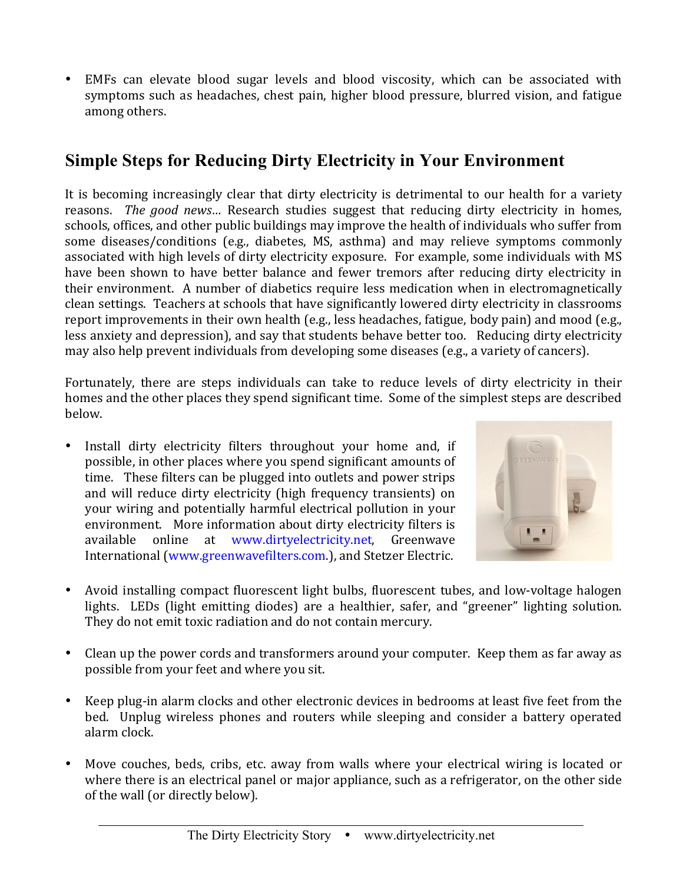- EMFs can elevate blood sugar levels and blood viscosity, which can be associated with symptoms such as headaches, chest pain, higher blood pressure, blurred vision, and fatigue among others.

## Simple Steps for Reducing Dirty Electricity in Your Environment

It is becoming increasingly clear that dirty electricity is detrimental to our health for a variety reasons. *The good news…* Research studies suggest that reducing dirty electricity in homes, schools, offices, and other public buildings may improve the health of individuals who suffer from some diseases/conditions (e.g., diabetes, MS, asthma) and may relieve symptoms commonly associated with high levels of dirty electricity exposure. For example, some individuals with MS have been shown to have better balance and fewer tremors after reducing dirty electricity in their environment. A number of diabetics require less medication when in electromagnetically clean settings. Teachers at schools that have significantly lowered dirty electricity in classrooms report improvements in their own health (e.g., less headaches, fatigue, body pain) and mood (e.g., less anxiety and depression), and say that students behave better too. Reducing dirty electricity may also help prevent individuals from developing some diseases (e.g., a variety of cancers).

Fortunately, there are steps individuals can take to reduce levels of dirty electricity in their homes and the other places they spend significant time. Some of the simplest steps are described below.

- Install dirty electricity filters throughout your home and, if possible, in other places where you spend significant amounts of time. These filters can be plugged into outlets and power strips and will reduce dirty electricity (high frequency transients) on your wiring and potentially harmful electrical pollution in your environment. More information about dirty electricity filters is available online at www.dirtyelectricity.net, Greenwave International (www.greenwavefilters.com.), and Stetzer Electric.

- Avoid installing compact fluorescent light bulbs, fluorescent tubes, and low-voltage halogen lights. LEDs (light emitting diodes) are a healthier, safer, and "greener" lighting solution. They do not emit toxic radiation and do not contain mercury.

- Clean up the power cords and transformers around your computer. Keep them as far away as possible from your feet and where you sit.

- Keep plug-in alarm clocks and other electronic devices in bedrooms at least five feet from the bed. Unplug wireless phones and routers while sleeping and consider a battery operated alarm clock.

- Move couches, beds, cribs, etc. away from walls where your electrical wiring is located or where there is an electrical panel or major appliance, such as a refrigerator, on the other side of the wall (or directly below).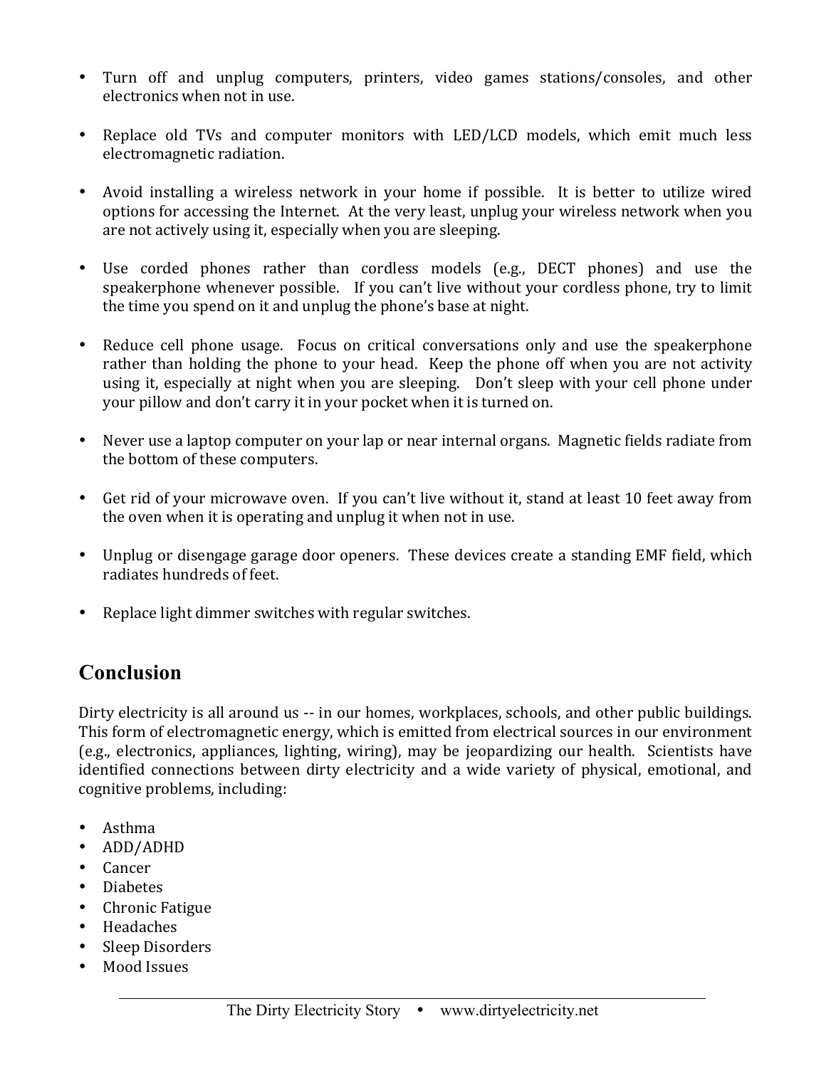- Turn off and unplug computers, printers, video games stations/consoles, and other electronics when not in use.

- Replace old TVs and computer monitors with LED/LCD models, which emit much less electromagnetic radiation.

- Avoid installing a wireless network in your home if possible. It is better to utilize wired options for accessing the Internet. At the very least, unplug your wireless network when you are not actively using it, especially when you are sleeping.

- Use corded phones rather than cordless models (e.g., DECT phones) and use the speakerphone whenever possible. If you can't live without your cordless phone, try to limit the time you spend on it and unplug the phone's base at night.

- Reduce cell phone usage. Focus on critical conversations only and use the speakerphone rather than holding the phone to your head. Keep the phone off when you are not activity using it, especially at night when you are sleeping. Don't sleep with your cell phone under your pillow and don't carry it in your pocket when it is turned on.

- Never use a laptop computer on your lap or near internal organs. Magnetic fields radiate from the bottom of these computers.

- Get rid of your microwave oven. If you can't live without it, stand at least 10 feet away from the oven when it is operating and unplug it when not in use.

- Unplug or disengage garage door openers. These devices create a standing EMF field, which radiates hundreds of feet.

- Replace light dimmer switches with regular switches.

## Conclusion

Dirty electricity is all around us -- in our homes, workplaces, schools, and other public buildings. This form of electromagnetic energy, which is emitted from electrical sources in our environment (e.g., electronics, appliances, lighting, wiring), may be jeopardizing our health. Scientists have identified connections between dirty electricity and a wide variety of physical, emotional, and cognitive problems, including:

- Asthma
- ADD/ADHD
- Cancer
- Diabetes
- Chronic Fatigue
- Headaches
- Sleep Disorders
- Mood Issues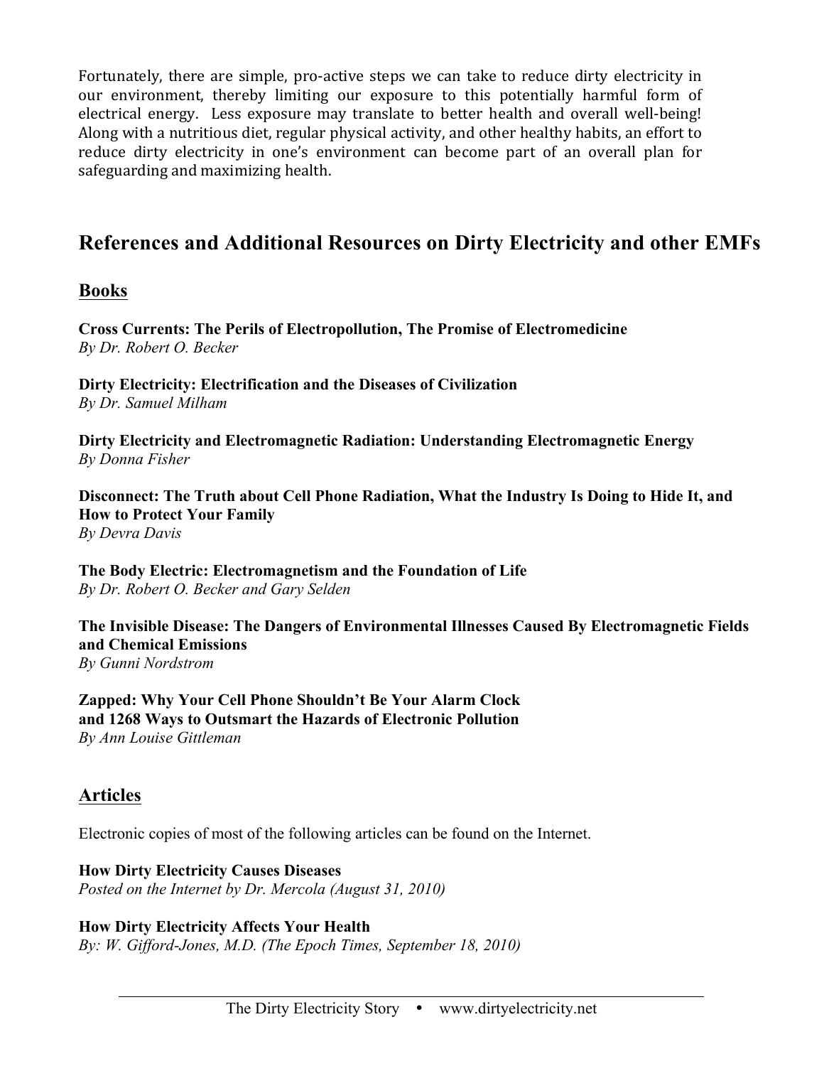Fortunately, there are simple, pro-active steps we can take to reduce dirty electricity in our environment, thereby limiting our exposure to this potentially harmful form of electrical energy. Less exposure may translate to better health and overall well-being! Along with a nutritious diet, regular physical activity, and other healthy habits, an effort to reduce dirty electricity in one's environment can become part of an overall plan for safeguarding and maximizing health.

## References and Additional Resources on Dirty Electricity and other EMFs

### Books

**Cross Currents: The Perils of Electropollution, The Promise of Electromedicine**
*By Dr. Robert O. Becker*

**Dirty Electricity: Electrification and the Diseases of Civilization**
*By Dr. Samuel Milham*

**Dirty Electricity and Electromagnetic Radiation: Understanding Electromagnetic Energy**
*By Donna Fisher*

**Disconnect: The Truth about Cell Phone Radiation, What the Industry Is Doing to Hide It, and How to Protect Your Family**
*By Devra Davis*

**The Body Electric: Electromagnetism and the Foundation of Life**
*By Dr. Robert O. Becker and Gary Selden*

**The Invisible Disease: The Dangers of Environmental Illnesses Caused By Electromagnetic Fields and Chemical Emissions**
*By Gunni Nordstrom*

**Zapped: Why Your Cell Phone Shouldn't Be Your Alarm Clock and 1268 Ways to Outsmart the Hazards of Electronic Pollution**
*By Ann Louise Gittleman*

### Articles

Electronic copies of most of the following articles can be found on the Internet.

**How Dirty Electricity Causes Diseases**
*Posted on the Internet by Dr. Mercola (August 31, 2010)*

**How Dirty Electricity Affects Your Health**
*By: W. Gifford-Jones, M.D. (The Epoch Times, September 18, 2010)*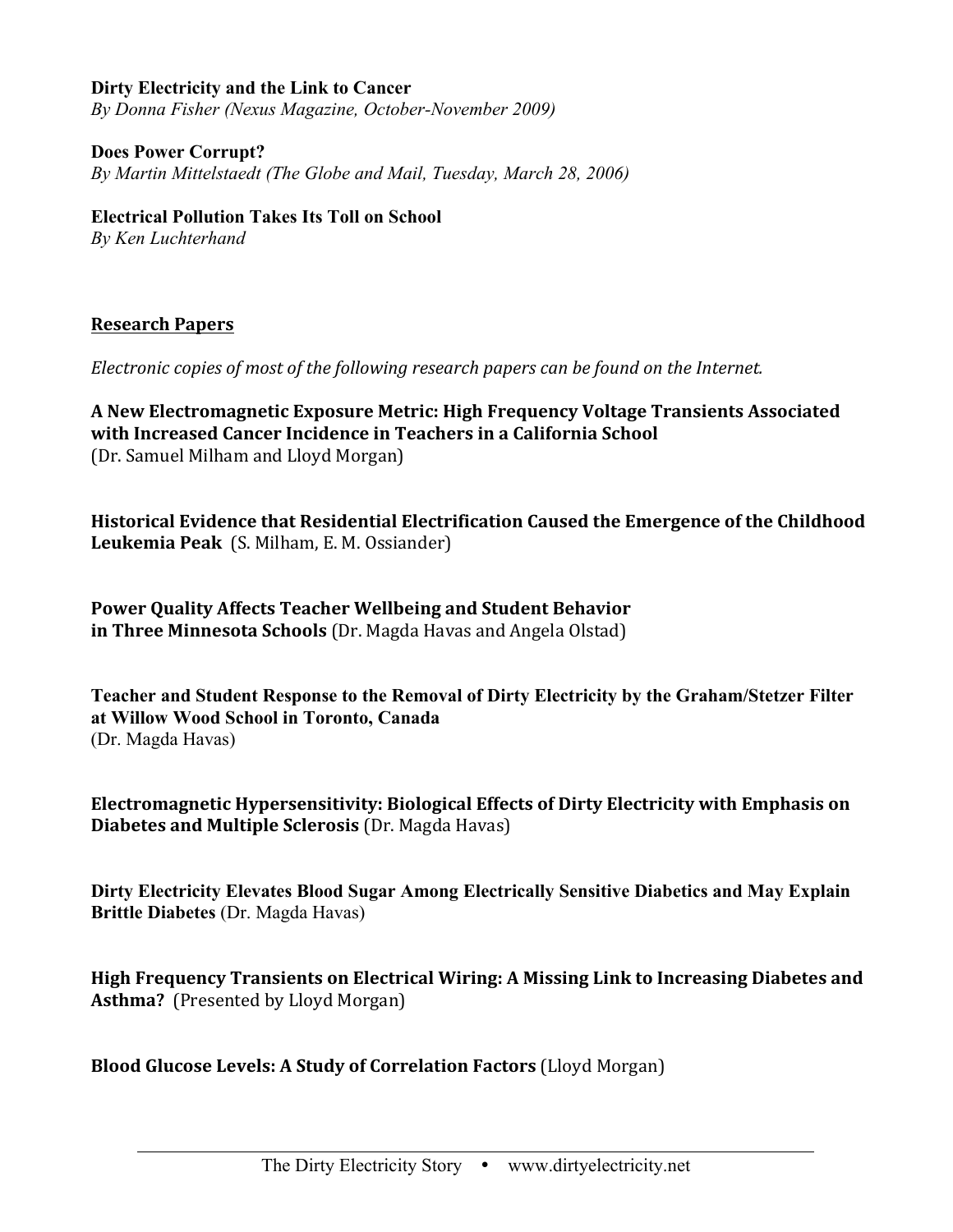**Dirty Electricity and the Link to Cancer**
*By Donna Fisher (Nexus Magazine, October-November 2009)*

**Does Power Corrupt?**
*By Martin Mittelstaedt (The Globe and Mail, Tuesday, March 28, 2006)*

**Electrical Pollution Takes Its Toll on School**
*By Ken Luchterhand*

## Research Papers

*Electronic copies of most of the following research papers can be found on the Internet.*

**A New Electromagnetic Exposure Metric: High Frequency Voltage Transients Associated with Increased Cancer Incidence in Teachers in a California School**
(Dr. Samuel Milham and Lloyd Morgan)

**Historical Evidence that Residential Electrification Caused the Emergence of the Childhood Leukemia Peak** (S. Milham, E. M. Ossiander)

**Power Quality Affects Teacher Wellbeing and Student Behavior in Three Minnesota Schools** (Dr. Magda Havas and Angela Olstad)

**Teacher and Student Response to the Removal of Dirty Electricity by the Graham/Stetzer Filter at Willow Wood School in Toronto, Canada**
(Dr. Magda Havas)

**Electromagnetic Hypersensitivity: Biological Effects of Dirty Electricity with Emphasis on Diabetes and Multiple Sclerosis** (Dr. Magda Havas)

**Dirty Electricity Elevates Blood Sugar Among Electrically Sensitive Diabetics and May Explain Brittle Diabetes** (Dr. Magda Havas)

**High Frequency Transients on Electrical Wiring: A Missing Link to Increasing Diabetes and Asthma?** (Presented by Lloyd Morgan)

**Blood Glucose Levels: A Study of Correlation Factors** (Lloyd Morgan)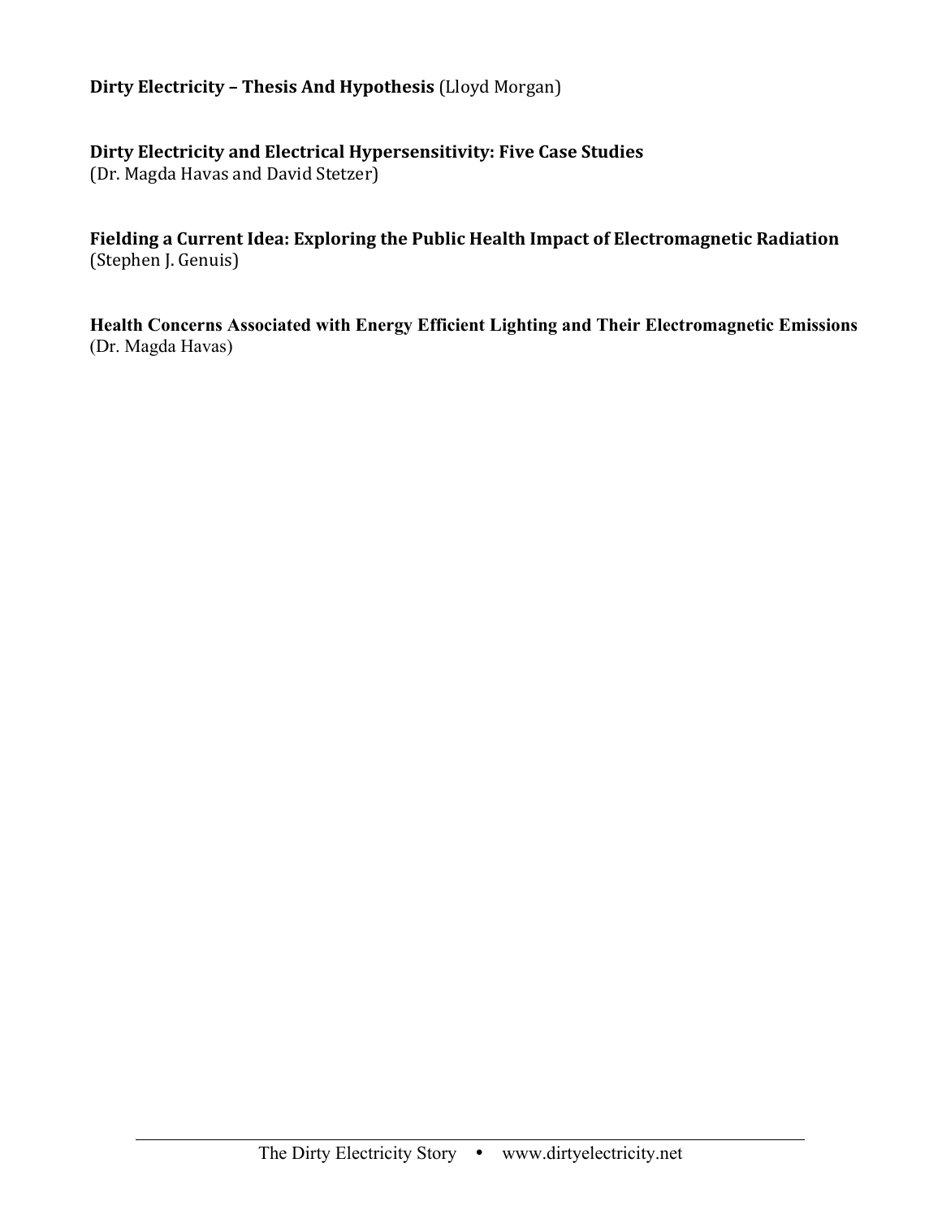**Dirty Electricity – Thesis And Hypothesis** (Lloyd Morgan)

**Dirty Electricity and Electrical Hypersensitivity: Five Case Studies**
(Dr. Magda Havas and David Stetzer)

**Fielding a Current Idea: Exploring the Public Health Impact of Electromagnetic Radiation**
(Stephen J. Genuis)

**Health Concerns Associated with Energy Efficient Lighting and Their Electromagnetic Emissions**
(Dr. Magda Havas)